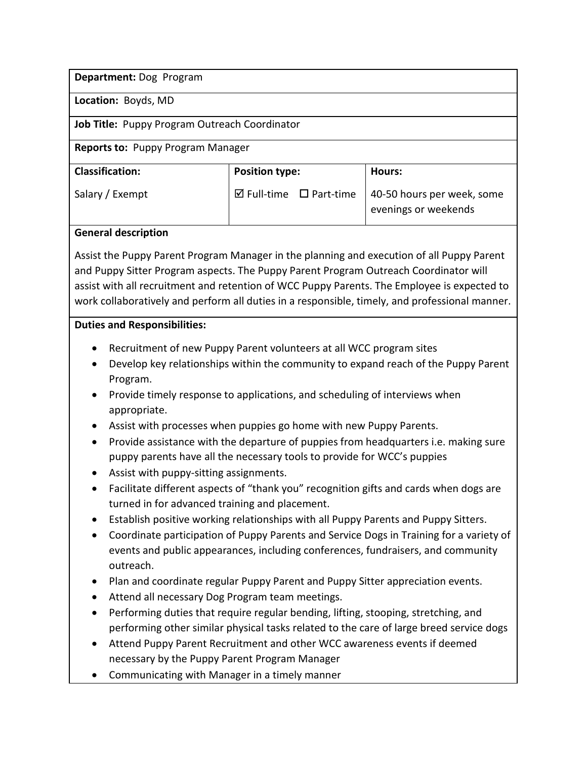| **Department:** Dog Program | | |
|---|---|---|
| **Location:** Boyds, MD | | |
| **Job Title:** Puppy Program Outreach Coordinator | | |
| **Reports to:** Puppy Program Manager | | |
| **Classification:** | **Position type:** | **Hours:** |
| Salary / Exempt | ☑ Full-time ☐ Part-time | 40-50 hours per week, some evenings or weekends |

**General description**

Assist the Puppy Parent Program Manager in the planning and execution of all Puppy Parent and Puppy Sitter Program aspects. The Puppy Parent Program Outreach Coordinator will assist with all recruitment and retention of WCC Puppy Parents. The Employee is expected to work collaboratively and perform all duties in a responsible, timely, and professional manner.

**Duties and Responsibilities:**

- Recruitment of new Puppy Parent volunteers at all WCC program sites
- Develop key relationships within the community to expand reach of the Puppy Parent Program.
- Provide timely response to applications, and scheduling of interviews when appropriate.
- Assist with processes when puppies go home with new Puppy Parents.
- Provide assistance with the departure of puppies from headquarters i.e. making sure puppy parents have all the necessary tools to provide for WCC's puppies
- Assist with puppy-sitting assignments.
- Facilitate different aspects of "thank you" recognition gifts and cards when dogs are turned in for advanced training and placement.
- Establish positive working relationships with all Puppy Parents and Puppy Sitters.
- Coordinate participation of Puppy Parents and Service Dogs in Training for a variety of events and public appearances, including conferences, fundraisers, and community outreach.
- Plan and coordinate regular Puppy Parent and Puppy Sitter appreciation events.
- Attend all necessary Dog Program team meetings.
- Performing duties that require regular bending, lifting, stooping, stretching, and performing other similar physical tasks related to the care of large breed service dogs
- Attend Puppy Parent Recruitment and other WCC awareness events if deemed necessary by the Puppy Parent Program Manager
- Communicating with Manager in a timely manner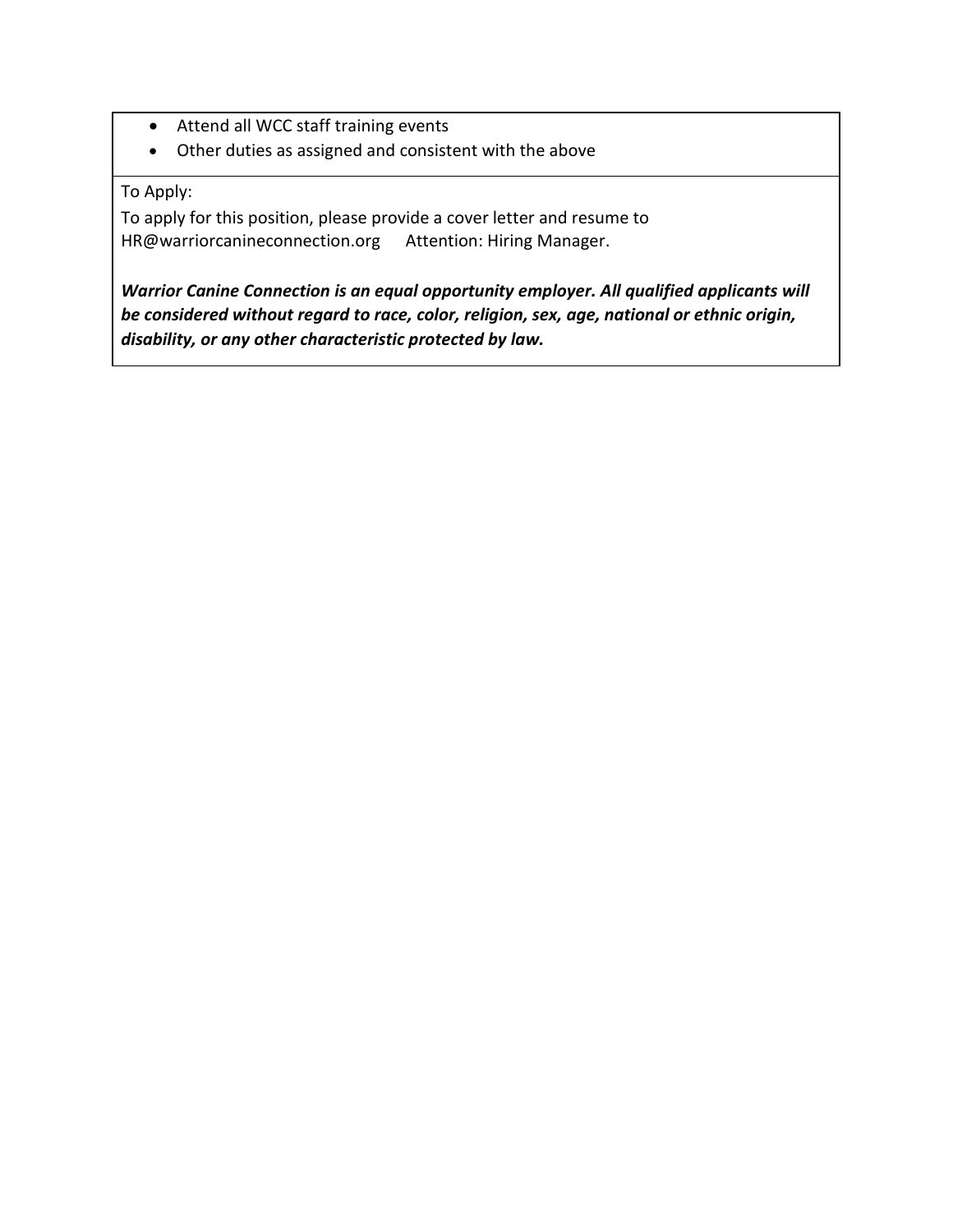- Attend all WCC staff training events
- Other duties as assigned and consistent with the above

To Apply:

To apply for this position, please provide a cover letter and resume to HR@warriorcanineconnection.org Attention: Hiring Manager.

***Warrior Canine Connection is an equal opportunity employer. All qualified applicants will be considered without regard to race, color, religion, sex, age, national or ethnic origin, disability, or any other characteristic protected by law.***